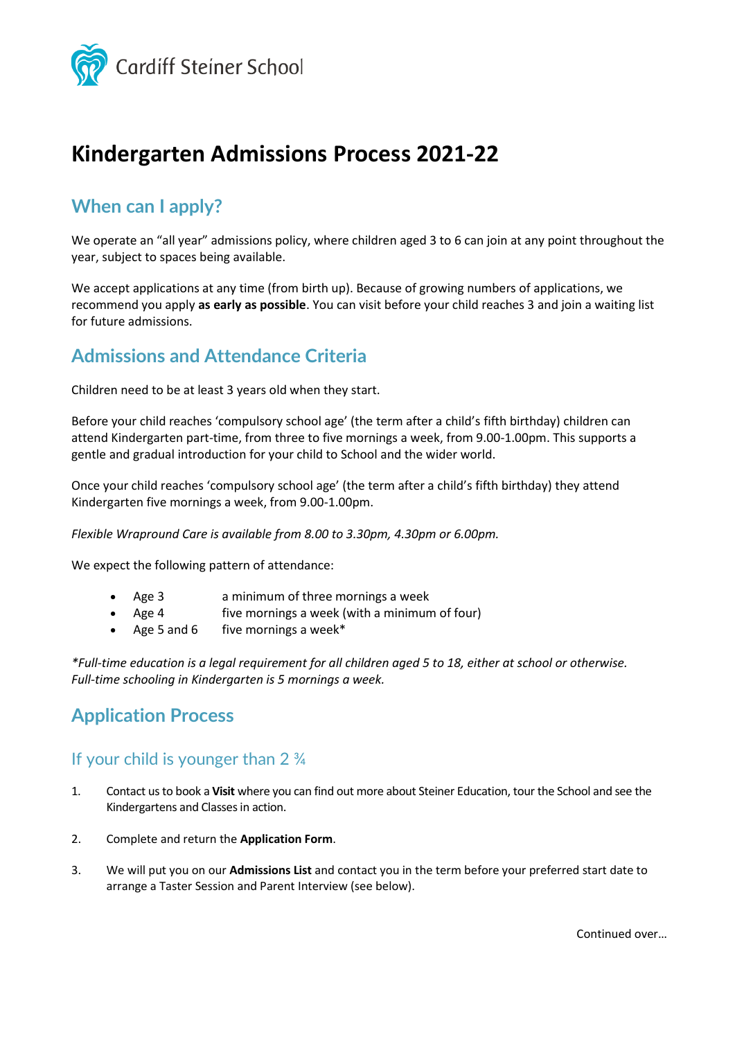Cardiff Steiner School

# Kindergarten Admissions Process 2021-22

## When can I apply?

We operate an "all year" admissions policy, where children aged 3 to 6 can join at any point throughout the year, subject to spaces being available.

We accept applications at any time (from birth up). Because of growing numbers of applications, we recommend you apply **as early as possible**. You can visit before your child reaches 3 and join a waiting list for future admissions.

## Admissions and Attendance Criteria

Children need to be at least 3 years old when they start.

Before your child reaches 'compulsory school age' (the term after a child's fifth birthday) children can attend Kindergarten part-time, from three to five mornings a week, from 9.00-1.00pm. This supports a gentle and gradual introduction for your child to School and the wider world.

Once your child reaches 'compulsory school age' (the term after a child's fifth birthday) they attend Kindergarten five mornings a week, from 9.00-1.00pm.

*Flexible Wrapround Care is available from 8.00 to 3.30pm, 4.30pm or 6.00pm.*

We expect the following pattern of attendance:

- Age 3 — a minimum of three mornings a week
- Age 4 — five mornings a week (with a minimum of four)
- Age 5 and 6 — five mornings a week*

*\*Full-time education is a legal requirement for all children aged 5 to 18, either at school or otherwise. Full-time schooling in Kindergarten is 5 mornings a week.*

## Application Process

### If your child is younger than 2 ¾

1. Contact us to book a **Visit** where you can find out more about Steiner Education, tour the School and see the Kindergartens and Classes in action.
2. Complete and return the **Application Form**.
3. We will put you on our **Admissions List** and contact you in the term before your preferred start date to arrange a Taster Session and Parent Interview (see below).

Continued over…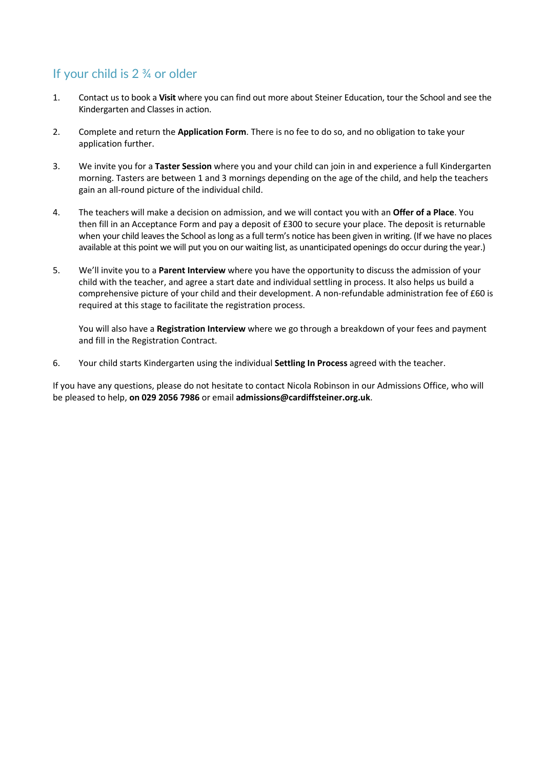## If your child is 2 ¾ or older

1. Contact us to book a **Visit** where you can find out more about Steiner Education, tour the School and see the Kindergarten and Classes in action.

2. Complete and return the **Application Form**. There is no fee to do so, and no obligation to take your application further.

3. We invite you for a **Taster Session** where you and your child can join in and experience a full Kindergarten morning. Tasters are between 1 and 3 mornings depending on the age of the child, and help the teachers gain an all-round picture of the individual child.

4. The teachers will make a decision on admission, and we will contact you with an **Offer of a Place**. You then fill in an Acceptance Form and pay a deposit of £300 to secure your place. The deposit is returnable when your child leaves the School as long as a full term's notice has been given in writing. (If we have no places available at this point we will put you on our waiting list, as unanticipated openings do occur during the year.)

5. We'll invite you to a **Parent Interview** where you have the opportunity to discuss the admission of your child with the teacher, and agree a start date and individual settling in process. It also helps us build a comprehensive picture of your child and their development. A non-refundable administration fee of £60 is required at this stage to facilitate the registration process.

   You will also have a **Registration Interview** where we go through a breakdown of your fees and payment and fill in the Registration Contract.

6. Your child starts Kindergarten using the individual **Settling In Process** agreed with the teacher.

If you have any questions, please do not hesitate to contact Nicola Robinson in our Admissions Office, who will be pleased to help, **on 029 2056 7986** or email **admissions@cardiffsteiner.org.uk**.